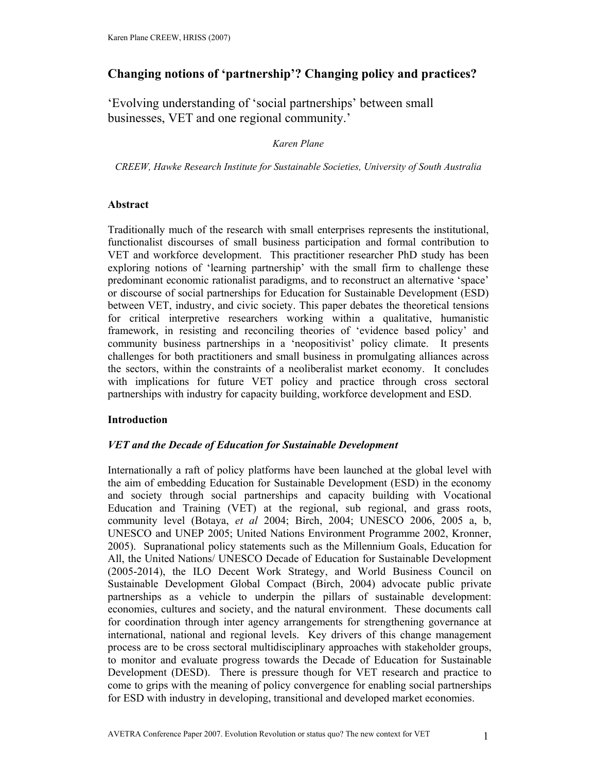# Changing notions of 'partnership'? Changing policy and practices?

'Evolving understanding of 'social partnerships' between small businesses, VET and one regional community.'

*Karen Plane*

*CREEW, Hawke Research Institute for Sustainable Societies, University of South Australia*

## Abstract

Traditionally much of the research with small enterprises represents the institutional, functionalist discourses of small business participation and formal contribution to VET and workforce development. This practitioner researcher PhD study has been exploring notions of 'learning partnership' with the small firm to challenge these predominant economic rationalist paradigms, and to reconstruct an alternative 'space' or discourse of social partnerships for Education for Sustainable Development (ESD) between VET, industry, and civic society. This paper debates the theoretical tensions for critical interpretive researchers working within a qualitative, humanistic framework, in resisting and reconciling theories of 'evidence based policy' and community business partnerships in a 'neopositivist' policy climate. It presents challenges for both practitioners and small business in promulgating alliances across the sectors, within the constraints of a neoliberalist market economy. It concludes with implications for future VET policy and practice through cross sectoral partnerships with industry for capacity building, workforce development and ESD.

## Introduction

### *VET and the Decade of Education for Sustainable Development*

Internationally a raft of policy platforms have been launched at the global level with the aim of embedding Education for Sustainable Development (ESD) in the economy and society through social partnerships and capacity building with Vocational Education and Training (VET) at the regional, sub regional, and grass roots, community level (Botaya, *et al* 2004; Birch, 2004; UNESCO 2006, 2005 a, b, UNESCO and UNEP 2005; United Nations Environment Programme 2002, Kronner, 2005). Supranational policy statements such as the Millennium Goals, Education for All, the United Nations/ UNESCO Decade of Education for Sustainable Development (2005-2014), the ILO Decent Work Strategy, and World Business Council on Sustainable Development Global Compact (Birch, 2004) advocate public private partnerships as a vehicle to underpin the pillars of sustainable development: economies, cultures and society, and the natural environment. These documents call for coordination through inter agency arrangements for strengthening governance at international, national and regional levels. Key drivers of this change management process are to be cross sectoral multidisciplinary approaches with stakeholder groups, to monitor and evaluate progress towards the Decade of Education for Sustainable Development (DESD). There is pressure though for VET research and practice to come to grips with the meaning of policy convergence for enabling social partnerships for ESD with industry in developing, transitional and developed market economies.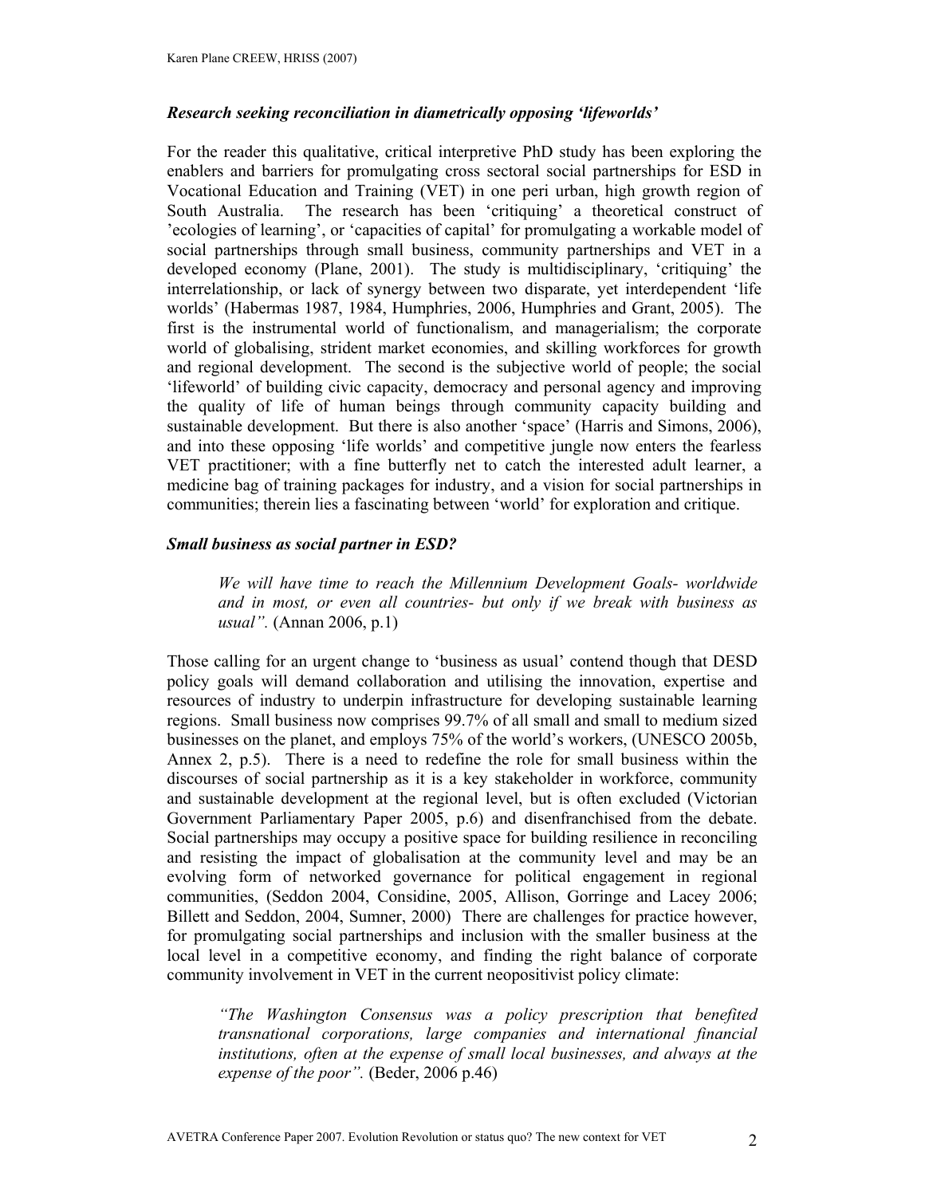### *Research seeking reconciliation in diametrically opposing 'lifeworlds'*

For the reader this qualitative, critical interpretive PhD study has been exploring the enablers and barriers for promulgating cross sectoral social partnerships for ESD in Vocational Education and Training (VET) in one peri urban, high growth region of South Australia. The research has been 'critiquing' a theoretical construct of 'ecologies of learning', or 'capacities of capital' for promulgating a workable model of social partnerships through small business, community partnerships and VET in a developed economy (Plane, 2001). The study is multidisciplinary, 'critiquing' the interrelationship, or lack of synergy between two disparate, yet interdependent 'life worlds' (Habermas 1987, 1984, Humphries, 2006, Humphries and Grant, 2005). The first is the instrumental world of functionalism, and managerialism; the corporate world of globalising, strident market economies, and skilling workforces for growth and regional development. The second is the subjective world of people; the social 'lifeworld' of building civic capacity, democracy and personal agency and improving the quality of life of human beings through community capacity building and sustainable development. But there is also another 'space' (Harris and Simons, 2006), and into these opposing 'life worlds' and competitive jungle now enters the fearless VET practitioner; with a fine butterfly net to catch the interested adult learner, a medicine bag of training packages for industry, and a vision for social partnerships in communities; therein lies a fascinating between 'world' for exploration and critique.

### *Small business as social partner in ESD?*

> *We will have time to reach the Millennium Development Goals- worldwide and in most, or even all countries- but only if we break with business as usual".* (Annan 2006, p.1)

Those calling for an urgent change to 'business as usual' contend though that DESD policy goals will demand collaboration and utilising the innovation, expertise and resources of industry to underpin infrastructure for developing sustainable learning regions. Small business now comprises 99.7% of all small and small to medium sized businesses on the planet, and employs 75% of the world's workers, (UNESCO 2005b, Annex 2, p.5). There is a need to redefine the role for small business within the discourses of social partnership as it is a key stakeholder in workforce, community and sustainable development at the regional level, but is often excluded (Victorian Government Parliamentary Paper 2005, p.6) and disenfranchised from the debate. Social partnerships may occupy a positive space for building resilience in reconciling and resisting the impact of globalisation at the community level and may be an evolving form of networked governance for political engagement in regional communities, (Seddon 2004, Considine, 2005, Allison, Gorringe and Lacey 2006; Billett and Seddon, 2004, Sumner, 2000) There are challenges for practice however, for promulgating social partnerships and inclusion with the smaller business at the local level in a competitive economy, and finding the right balance of corporate community involvement in VET in the current neopositivist policy climate:

> *"The Washington Consensus was a policy prescription that benefited transnational corporations, large companies and international financial institutions, often at the expense of small local businesses, and always at the expense of the poor".* (Beder, 2006 p.46)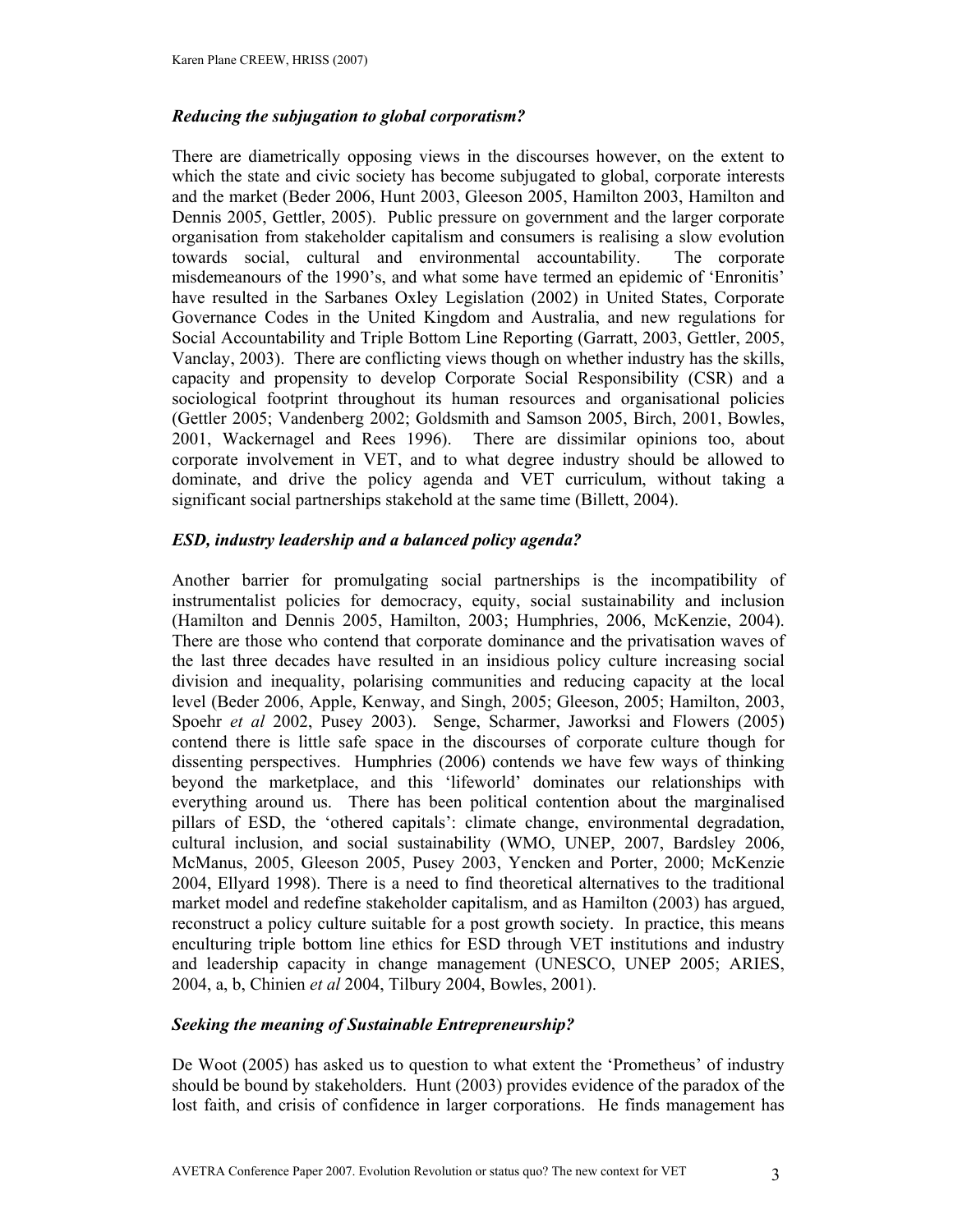### *Reducing the subjugation to global corporatism?*

There are diametrically opposing views in the discourses however, on the extent to which the state and civic society has become subjugated to global, corporate interests and the market (Beder 2006, Hunt 2003, Gleeson 2005, Hamilton 2003, Hamilton and Dennis 2005, Gettler, 2005). Public pressure on government and the larger corporate organisation from stakeholder capitalism and consumers is realising a slow evolution towards social, cultural and environmental accountability. The corporate misdemeanours of the 1990's, and what some have termed an epidemic of 'Enronitis' have resulted in the Sarbanes Oxley Legislation (2002) in United States, Corporate Governance Codes in the United Kingdom and Australia, and new regulations for Social Accountability and Triple Bottom Line Reporting (Garratt, 2003, Gettler, 2005, Vanclay, 2003). There are conflicting views though on whether industry has the skills, capacity and propensity to develop Corporate Social Responsibility (CSR) and a sociological footprint throughout its human resources and organisational policies (Gettler 2005; Vandenberg 2002; Goldsmith and Samson 2005, Birch, 2001, Bowles, 2001, Wackernagel and Rees 1996). There are dissimilar opinions too, about corporate involvement in VET, and to what degree industry should be allowed to dominate, and drive the policy agenda and VET curriculum, without taking a significant social partnerships stakehold at the same time (Billett, 2004).

### *ESD, industry leadership and a balanced policy agenda?*

Another barrier for promulgating social partnerships is the incompatibility of instrumentalist policies for democracy, equity, social sustainability and inclusion (Hamilton and Dennis 2005, Hamilton, 2003; Humphries, 2006, McKenzie, 2004). There are those who contend that corporate dominance and the privatisation waves of the last three decades have resulted in an insidious policy culture increasing social division and inequality, polarising communities and reducing capacity at the local level (Beder 2006, Apple, Kenway, and Singh, 2005; Gleeson, 2005; Hamilton, 2003, Spoehr *et al* 2002, Pusey 2003). Senge, Scharmer, Jaworksi and Flowers (2005) contend there is little safe space in the discourses of corporate culture though for dissenting perspectives. Humphries (2006) contends we have few ways of thinking beyond the marketplace, and this 'lifeworld' dominates our relationships with everything around us. There has been political contention about the marginalised pillars of ESD, the 'othered capitals': climate change, environmental degradation, cultural inclusion, and social sustainability (WMO, UNEP, 2007, Bardsley 2006, McManus, 2005, Gleeson 2005, Pusey 2003, Yencken and Porter, 2000; McKenzie 2004, Ellyard 1998). There is a need to find theoretical alternatives to the traditional market model and redefine stakeholder capitalism, and as Hamilton (2003) has argued, reconstruct a policy culture suitable for a post growth society. In practice, this means enculturing triple bottom line ethics for ESD through VET institutions and industry and leadership capacity in change management (UNESCO, UNEP 2005; ARIES, 2004, a, b, Chinien *et al* 2004, Tilbury 2004, Bowles, 2001).

### *Seeking the meaning of Sustainable Entrepreneurship?*

De Woot (2005) has asked us to question to what extent the 'Prometheus' of industry should be bound by stakeholders. Hunt (2003) provides evidence of the paradox of the lost faith, and crisis of confidence in larger corporations. He finds management has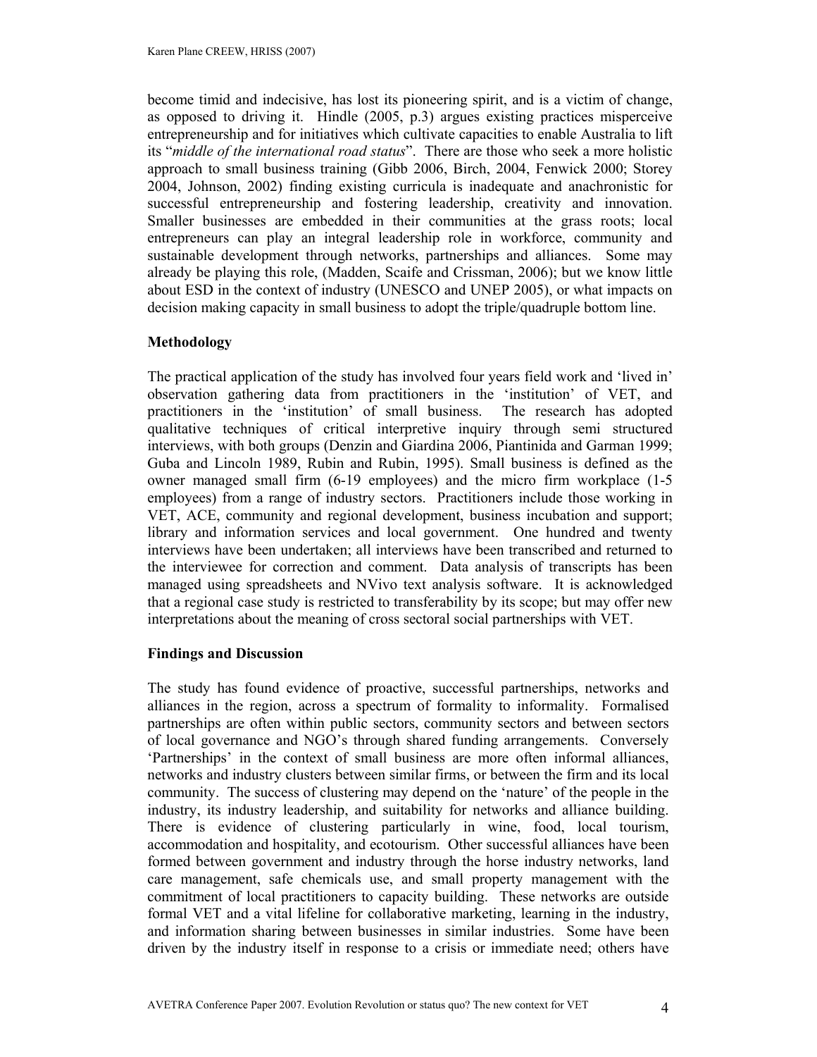become timid and indecisive, has lost its pioneering spirit, and is a victim of change, as opposed to driving it. Hindle (2005, p.3) argues existing practices misperceive entrepreneurship and for initiatives which cultivate capacities to enable Australia to lift its "*middle of the international road status*". There are those who seek a more holistic approach to small business training (Gibb 2006, Birch, 2004, Fenwick 2000; Storey 2004, Johnson, 2002) finding existing curricula is inadequate and anachronistic for successful entrepreneurship and fostering leadership, creativity and innovation. Smaller businesses are embedded in their communities at the grass roots; local entrepreneurs can play an integral leadership role in workforce, community and sustainable development through networks, partnerships and alliances. Some may already be playing this role, (Madden, Scaife and Crissman, 2006); but we know little about ESD in the context of industry (UNESCO and UNEP 2005), or what impacts on decision making capacity in small business to adopt the triple/quadruple bottom line.

**Methodology**

The practical application of the study has involved four years field work and 'lived in' observation gathering data from practitioners in the 'institution' of VET, and practitioners in the 'institution' of small business. The research has adopted qualitative techniques of critical interpretive inquiry through semi structured interviews, with both groups (Denzin and Giardina 2006, Piantinida and Garman 1999; Guba and Lincoln 1989, Rubin and Rubin, 1995). Small business is defined as the owner managed small firm (6-19 employees) and the micro firm workplace (1-5 employees) from a range of industry sectors. Practitioners include those working in VET, ACE, community and regional development, business incubation and support; library and information services and local government. One hundred and twenty interviews have been undertaken; all interviews have been transcribed and returned to the interviewee for correction and comment. Data analysis of transcripts has been managed using spreadsheets and NVivo text analysis software. It is acknowledged that a regional case study is restricted to transferability by its scope; but may offer new interpretations about the meaning of cross sectoral social partnerships with VET.

**Findings and Discussion**

The study has found evidence of proactive, successful partnerships, networks and alliances in the region, across a spectrum of formality to informality. Formalised partnerships are often within public sectors, community sectors and between sectors of local governance and NGO's through shared funding arrangements. Conversely 'Partnerships' in the context of small business are more often informal alliances, networks and industry clusters between similar firms, or between the firm and its local community. The success of clustering may depend on the 'nature' of the people in the industry, its industry leadership, and suitability for networks and alliance building. There is evidence of clustering particularly in wine, food, local tourism, accommodation and hospitality, and ecotourism. Other successful alliances have been formed between government and industry through the horse industry networks, land care management, safe chemicals use, and small property management with the commitment of local practitioners to capacity building. These networks are outside formal VET and a vital lifeline for collaborative marketing, learning in the industry, and information sharing between businesses in similar industries. Some have been driven by the industry itself in response to a crisis or immediate need; others have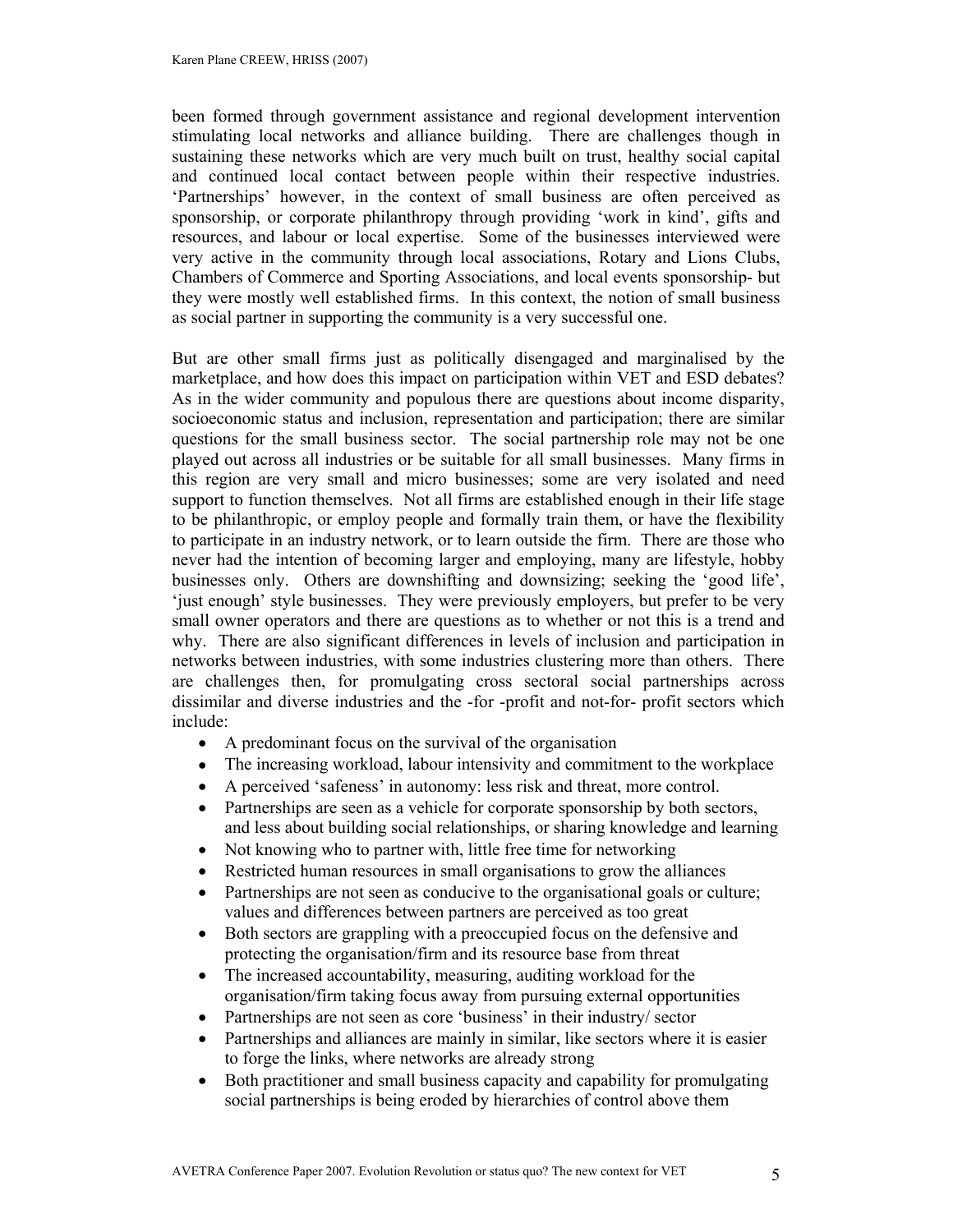been formed through government assistance and regional development intervention stimulating local networks and alliance building. There are challenges though in sustaining these networks which are very much built on trust, healthy social capital and continued local contact between people within their respective industries. 'Partnerships' however, in the context of small business are often perceived as sponsorship, or corporate philanthropy through providing 'work in kind', gifts and resources, and labour or local expertise. Some of the businesses interviewed were very active in the community through local associations, Rotary and Lions Clubs, Chambers of Commerce and Sporting Associations, and local events sponsorship- but they were mostly well established firms. In this context, the notion of small business as social partner in supporting the community is a very successful one.

But are other small firms just as politically disengaged and marginalised by the marketplace, and how does this impact on participation within VET and ESD debates? As in the wider community and populous there are questions about income disparity, socioeconomic status and inclusion, representation and participation; there are similar questions for the small business sector. The social partnership role may not be one played out across all industries or be suitable for all small businesses. Many firms in this region are very small and micro businesses; some are very isolated and need support to function themselves. Not all firms are established enough in their life stage to be philanthropic, or employ people and formally train them, or have the flexibility to participate in an industry network, or to learn outside the firm. There are those who never had the intention of becoming larger and employing, many are lifestyle, hobby businesses only. Others are downshifting and downsizing; seeking the 'good life', 'just enough' style businesses. They were previously employers, but prefer to be very small owner operators and there are questions as to whether or not this is a trend and why. There are also significant differences in levels of inclusion and participation in networks between industries, with some industries clustering more than others. There are challenges then, for promulgating cross sectoral social partnerships across dissimilar and diverse industries and the -for -profit and not-for- profit sectors which include:

- A predominant focus on the survival of the organisation
- The increasing workload, labour intensivity and commitment to the workplace
- A perceived 'safeness' in autonomy: less risk and threat, more control.
- Partnerships are seen as a vehicle for corporate sponsorship by both sectors, and less about building social relationships, or sharing knowledge and learning
- Not knowing who to partner with, little free time for networking
- Restricted human resources in small organisations to grow the alliances
- Partnerships are not seen as conducive to the organisational goals or culture; values and differences between partners are perceived as too great
- Both sectors are grappling with a preoccupied focus on the defensive and protecting the organisation/firm and its resource base from threat
- The increased accountability, measuring, auditing workload for the organisation/firm taking focus away from pursuing external opportunities
- Partnerships are not seen as core 'business' in their industry/ sector
- Partnerships and alliances are mainly in similar, like sectors where it is easier to forge the links, where networks are already strong
- Both practitioner and small business capacity and capability for promulgating social partnerships is being eroded by hierarchies of control above them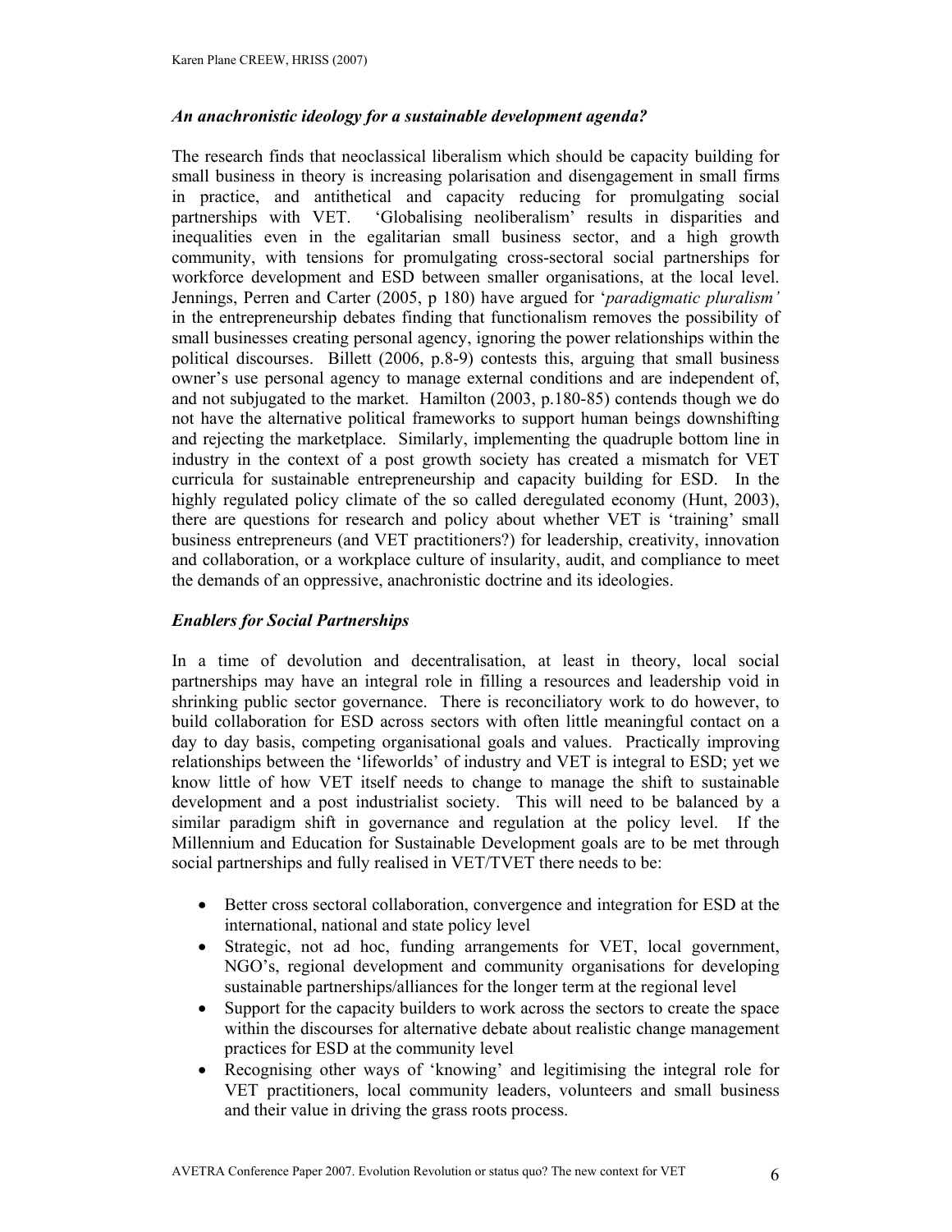### *An anachronistic ideology for a sustainable development agenda?*

The research finds that neoclassical liberalism which should be capacity building for small business in theory is increasing polarisation and disengagement in small firms in practice, and antithetical and capacity reducing for promulgating social partnerships with VET. 'Globalising neoliberalism' results in disparities and inequalities even in the egalitarian small business sector, and a high growth community, with tensions for promulgating cross-sectoral social partnerships for workforce development and ESD between smaller organisations, at the local level. Jennings, Perren and Carter (2005, p 180) have argued for '*paradigmatic pluralism'* in the entrepreneurship debates finding that functionalism removes the possibility of small businesses creating personal agency, ignoring the power relationships within the political discourses. Billett (2006, p.8-9) contests this, arguing that small business owner's use personal agency to manage external conditions and are independent of, and not subjugated to the market. Hamilton (2003, p.180-85) contends though we do not have the alternative political frameworks to support human beings downshifting and rejecting the marketplace. Similarly, implementing the quadruple bottom line in industry in the context of a post growth society has created a mismatch for VET curricula for sustainable entrepreneurship and capacity building for ESD. In the highly regulated policy climate of the so called deregulated economy (Hunt, 2003), there are questions for research and policy about whether VET is 'training' small business entrepreneurs (and VET practitioners?) for leadership, creativity, innovation and collaboration, or a workplace culture of insularity, audit, and compliance to meet the demands of an oppressive, anachronistic doctrine and its ideologies.

### *Enablers for Social Partnerships*

In a time of devolution and decentralisation, at least in theory, local social partnerships may have an integral role in filling a resources and leadership void in shrinking public sector governance. There is reconciliatory work to do however, to build collaboration for ESD across sectors with often little meaningful contact on a day to day basis, competing organisational goals and values. Practically improving relationships between the 'lifeworlds' of industry and VET is integral to ESD; yet we know little of how VET itself needs to change to manage the shift to sustainable development and a post industrialist society. This will need to be balanced by a similar paradigm shift in governance and regulation at the policy level. If the Millennium and Education for Sustainable Development goals are to be met through social partnerships and fully realised in VET/TVET there needs to be:

- Better cross sectoral collaboration, convergence and integration for ESD at the international, national and state policy level
- Strategic, not ad hoc, funding arrangements for VET, local government, NGO's, regional development and community organisations for developing sustainable partnerships/alliances for the longer term at the regional level
- Support for the capacity builders to work across the sectors to create the space within the discourses for alternative debate about realistic change management practices for ESD at the community level
- Recognising other ways of 'knowing' and legitimising the integral role for VET practitioners, local community leaders, volunteers and small business and their value in driving the grass roots process.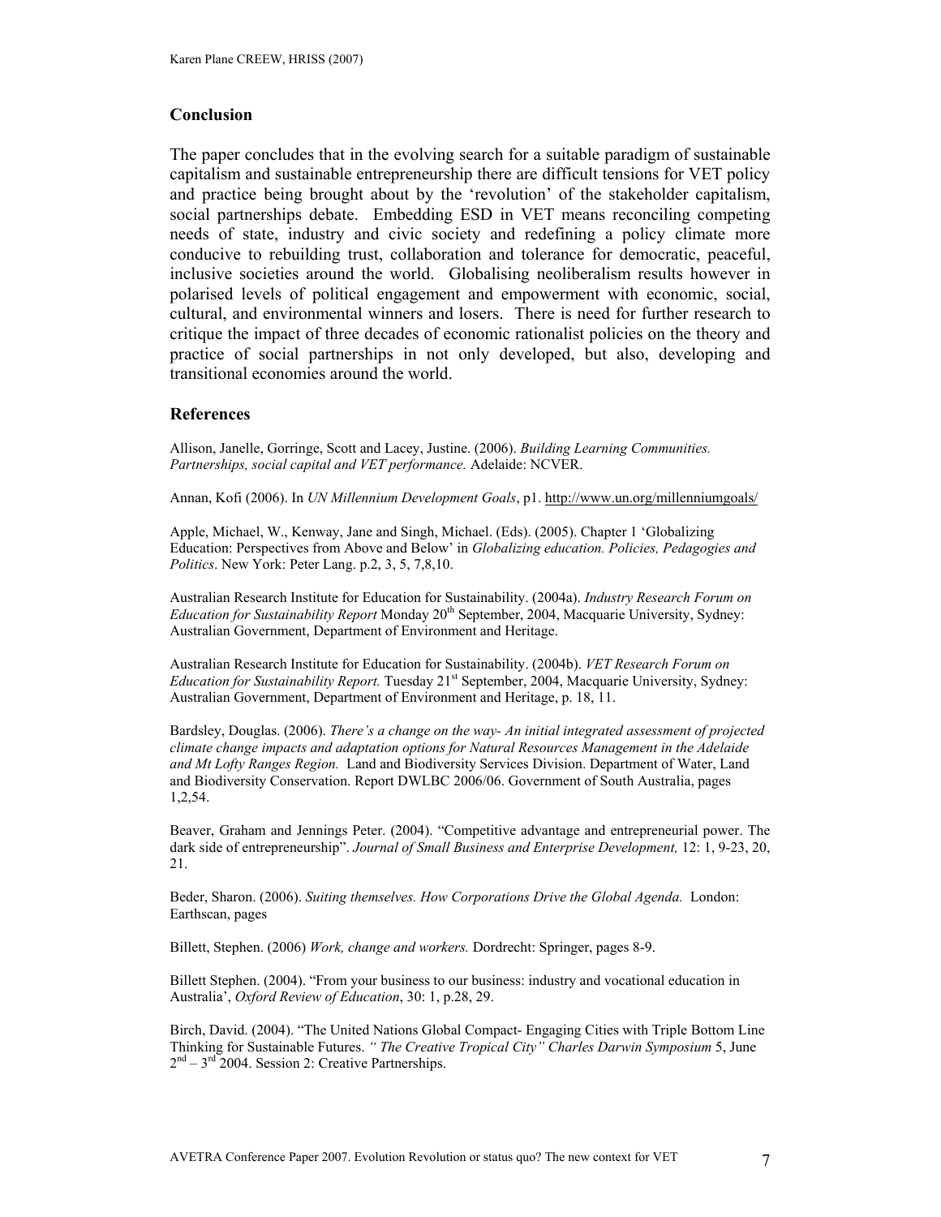## Conclusion

The paper concludes that in the evolving search for a suitable paradigm of sustainable capitalism and sustainable entrepreneurship there are difficult tensions for VET policy and practice being brought about by the 'revolution' of the stakeholder capitalism, social partnerships debate. Embedding ESD in VET means reconciling competing needs of state, industry and civic society and redefining a policy climate more conducive to rebuilding trust, collaboration and tolerance for democratic, peaceful, inclusive societies around the world. Globalising neoliberalism results however in polarised levels of political engagement and empowerment with economic, social, cultural, and environmental winners and losers. There is need for further research to critique the impact of three decades of economic rationalist policies on the theory and practice of social partnerships in not only developed, but also, developing and transitional economies around the world.

## References

Allison, Janelle, Gorringe, Scott and Lacey, Justine. (2006). *Building Learning Communities. Partnerships, social capital and VET performance.* Adelaide: NCVER.

Annan, Kofi (2006). In *UN Millennium Development Goals*, p1. http://www.un.org/millenniumgoals/

Apple, Michael, W., Kenway, Jane and Singh, Michael. (Eds). (2005). Chapter 1 'Globalizing Education: Perspectives from Above and Below' in *Globalizing education. Policies, Pedagogies and Politics*. New York: Peter Lang. p.2, 3, 5, 7,8,10.

Australian Research Institute for Education for Sustainability. (2004a). *Industry Research Forum on Education for Sustainability Report* Monday 20th September, 2004, Macquarie University, Sydney: Australian Government, Department of Environment and Heritage.

Australian Research Institute for Education for Sustainability. (2004b). *VET Research Forum on Education for Sustainability Report.* Tuesday 21st September, 2004, Macquarie University, Sydney: Australian Government, Department of Environment and Heritage, p. 18, 11.

Bardsley, Douglas. (2006). *There's a change on the way- An initial integrated assessment of projected climate change impacts and adaptation options for Natural Resources Management in the Adelaide and Mt Lofty Ranges Region.* Land and Biodiversity Services Division. Department of Water, Land and Biodiversity Conservation. Report DWLBC 2006/06. Government of South Australia, pages 1,2,54.

Beaver, Graham and Jennings Peter. (2004). "Competitive advantage and entrepreneurial power. The dark side of entrepreneurship". *Journal of Small Business and Enterprise Development,* 12: 1, 9-23, 20, 21.

Beder, Sharon. (2006). *Suiting themselves. How Corporations Drive the Global Agenda.* London: Earthscan, pages

Billett, Stephen. (2006) *Work, change and workers.* Dordrecht: Springer, pages 8-9.

Billett Stephen. (2004). "From your business to our business: industry and vocational education in Australia', *Oxford Review of Education*, 30: 1, p.28, 29.

Birch, David. (2004). "The United Nations Global Compact- Engaging Cities with Triple Bottom Line Thinking for Sustainable Futures. *" The Creative Tropical City" Charles Darwin Symposium* 5, June 2nd – 3rd 2004. Session 2: Creative Partnerships.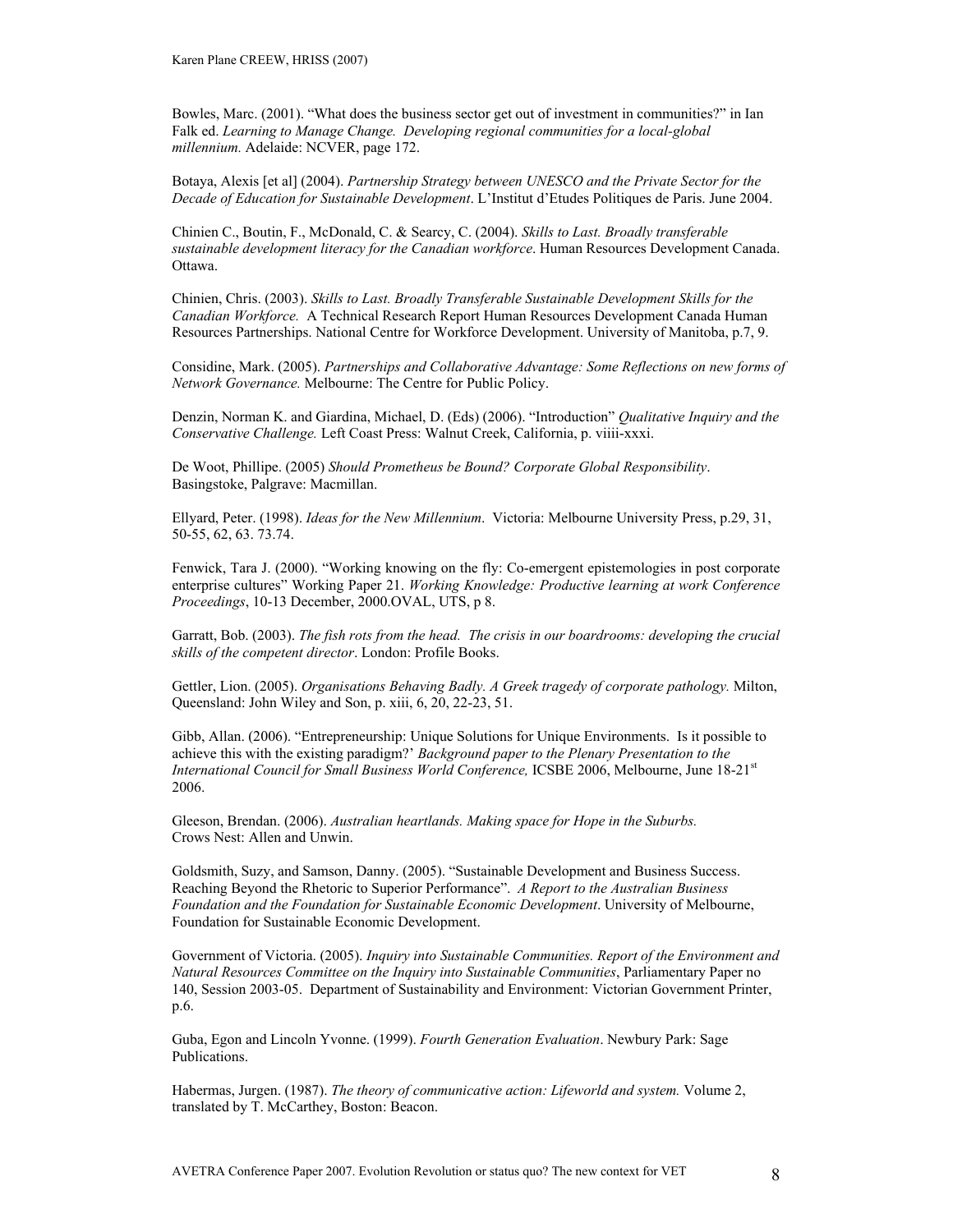Bowles, Marc. (2001). "What does the business sector get out of investment in communities?" in Ian Falk ed. *Learning to Manage Change. Developing regional communities for a local-global millennium.* Adelaide: NCVER, page 172.

Botaya, Alexis [et al] (2004). *Partnership Strategy between UNESCO and the Private Sector for the Decade of Education for Sustainable Development*. L'Institut d'Etudes Politiques de Paris. June 2004.

Chinien C., Boutin, F., McDonald, C. & Searcy, C. (2004). *Skills to Last. Broadly transferable sustainable development literacy for the Canadian workforce*. Human Resources Development Canada. Ottawa.

Chinien, Chris. (2003). *Skills to Last. Broadly Transferable Sustainable Development Skills for the Canadian Workforce.* A Technical Research Report Human Resources Development Canada Human Resources Partnerships. National Centre for Workforce Development. University of Manitoba, p.7, 9.

Considine, Mark. (2005). *Partnerships and Collaborative Advantage: Some Reflections on new forms of Network Governance.* Melbourne: The Centre for Public Policy.

Denzin, Norman K. and Giardina, Michael, D. (Eds) (2006). "Introduction" *Qualitative Inquiry and the Conservative Challenge.* Left Coast Press: Walnut Creek, California, p. viiii-xxxi.

De Woot, Phillipe. (2005) *Should Prometheus be Bound? Corporate Global Responsibility*. Basingstoke, Palgrave: Macmillan.

Ellyard, Peter. (1998). *Ideas for the New Millennium*. Victoria: Melbourne University Press, p.29, 31, 50-55, 62, 63. 73.74.

Fenwick, Tara J. (2000). "Working knowing on the fly: Co-emergent epistemologies in post corporate enterprise cultures" Working Paper 21. *Working Knowledge: Productive learning at work Conference Proceedings*, 10-13 December, 2000.OVAL, UTS, p 8.

Garratt, Bob. (2003). *The fish rots from the head. The crisis in our boardrooms: developing the crucial skills of the competent director*. London: Profile Books.

Gettler, Lion. (2005). *Organisations Behaving Badly. A Greek tragedy of corporate pathology.* Milton, Queensland: John Wiley and Son, p. xiii, 6, 20, 22-23, 51.

Gibb, Allan. (2006). "Entrepreneurship: Unique Solutions for Unique Environments. Is it possible to achieve this with the existing paradigm?' *Background paper to the Plenary Presentation to the International Council for Small Business World Conference,* ICSBE 2006, Melbourne, June 18-21st 2006.

Gleeson, Brendan. (2006). *Australian heartlands. Making space for Hope in the Suburbs.* Crows Nest: Allen and Unwin.

Goldsmith, Suzy, and Samson, Danny. (2005). "Sustainable Development and Business Success. Reaching Beyond the Rhetoric to Superior Performance". *A Report to the Australian Business Foundation and the Foundation for Sustainable Economic Development*. University of Melbourne, Foundation for Sustainable Economic Development.

Government of Victoria. (2005). *Inquiry into Sustainable Communities. Report of the Environment and Natural Resources Committee on the Inquiry into Sustainable Communities*, Parliamentary Paper no 140, Session 2003-05. Department of Sustainability and Environment: Victorian Government Printer, p.6.

Guba, Egon and Lincoln Yvonne. (1999). *Fourth Generation Evaluation*. Newbury Park: Sage Publications.

Habermas, Jurgen. (1987). *The theory of communicative action: Lifeworld and system.* Volume 2, translated by T. McCarthey, Boston: Beacon.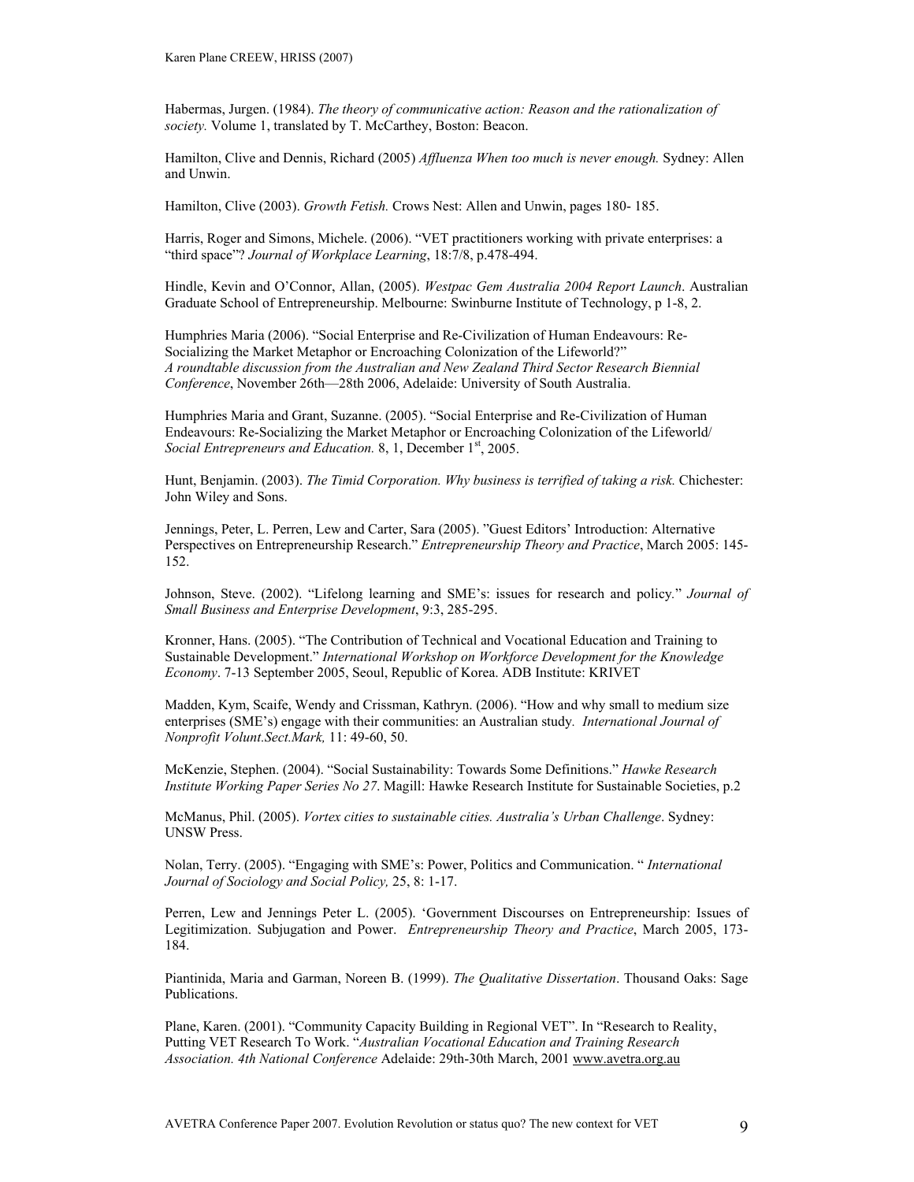Habermas, Jurgen. (1984). *The theory of communicative action: Reason and the rationalization of society.* Volume 1, translated by T. McCarthey, Boston: Beacon.

Hamilton, Clive and Dennis, Richard (2005) *Affluenza When too much is never enough.* Sydney: Allen and Unwin.

Hamilton, Clive (2003). *Growth Fetish.* Crows Nest: Allen and Unwin, pages 180- 185.

Harris, Roger and Simons, Michele. (2006). "VET practitioners working with private enterprises: a "third space"? *Journal of Workplace Learning*, 18:7/8, p.478-494.

Hindle, Kevin and O'Connor, Allan, (2005). *Westpac Gem Australia 2004 Report Launch*. Australian Graduate School of Entrepreneurship. Melbourne: Swinburne Institute of Technology, p 1-8, 2.

Humphries Maria (2006). "Social Enterprise and Re-Civilization of Human Endeavours: Re-Socializing the Market Metaphor or Encroaching Colonization of the Lifeworld?" *A roundtable discussion from the Australian and New Zealand Third Sector Research Biennial Conference*, November 26th—28th 2006, Adelaide: University of South Australia.

Humphries Maria and Grant, Suzanne. (2005). "Social Enterprise and Re-Civilization of Human Endeavours: Re-Socializing the Market Metaphor or Encroaching Colonization of the Lifeworld/ *Social Entrepreneurs and Education.* 8, 1, December 1st, 2005.

Hunt, Benjamin. (2003). *The Timid Corporation. Why business is terrified of taking a risk.* Chichester: John Wiley and Sons.

Jennings, Peter, L. Perren, Lew and Carter, Sara (2005). "Guest Editors' Introduction: Alternative Perspectives on Entrepreneurship Research." *Entrepreneurship Theory and Practice*, March 2005: 145-152.

Johnson, Steve. (2002). "Lifelong learning and SME's: issues for research and policy." *Journal of Small Business and Enterprise Development*, 9:3, 285-295.

Kronner, Hans. (2005). "The Contribution of Technical and Vocational Education and Training to Sustainable Development." *International Workshop on Workforce Development for the Knowledge Economy*. 7-13 September 2005, Seoul, Republic of Korea. ADB Institute: KRIVET

Madden, Kym, Scaife, Wendy and Crissman, Kathryn. (2006). "How and why small to medium size enterprises (SME's) engage with their communities: an Australian study. *International Journal of Nonprofit Volunt.Sect.Mark,* 11: 49-60, 50.

McKenzie, Stephen. (2004). "Social Sustainability: Towards Some Definitions." *Hawke Research Institute Working Paper Series No 27*. Magill: Hawke Research Institute for Sustainable Societies, p.2

McManus, Phil. (2005). *Vortex cities to sustainable cities. Australia's Urban Challenge*. Sydney: UNSW Press.

Nolan, Terry. (2005). "Engaging with SME's: Power, Politics and Communication. " *International Journal of Sociology and Social Policy,* 25, 8: 1-17.

Perren, Lew and Jennings Peter L. (2005). 'Government Discourses on Entrepreneurship: Issues of Legitimization. Subjugation and Power. *Entrepreneurship Theory and Practice*, March 2005, 173-184.

Piantinida, Maria and Garman, Noreen B. (1999). *The Qualitative Dissertation*. Thousand Oaks: Sage Publications.

Plane, Karen. (2001). "Community Capacity Building in Regional VET". In "Research to Reality, Putting VET Research To Work. "*Australian Vocational Education and Training Research Association. 4th National Conference* Adelaide: 29th-30th March, 2001 www.avetra.org.au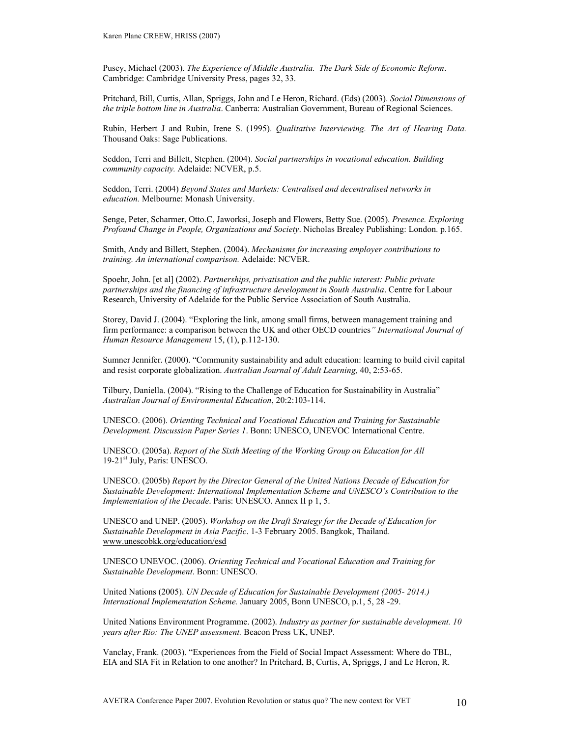Pusey, Michael (2003). *The Experience of Middle Australia. The Dark Side of Economic Reform*. Cambridge: Cambridge University Press, pages 32, 33.

Pritchard, Bill, Curtis, Allan, Spriggs, John and Le Heron, Richard. (Eds) (2003). *Social Dimensions of the triple bottom line in Australia*. Canberra: Australian Government, Bureau of Regional Sciences.

Rubin, Herbert J and Rubin, Irene S. (1995). *Qualitative Interviewing. The Art of Hearing Data.* Thousand Oaks: Sage Publications.

Seddon, Terri and Billett, Stephen. (2004). *Social partnerships in vocational education. Building community capacity.* Adelaide: NCVER, p.5.

Seddon, Terri. (2004) *Beyond States and Markets: Centralised and decentralised networks in education.* Melbourne: Monash University.

Senge, Peter, Scharmer, Otto.C, Jaworksi, Joseph and Flowers, Betty Sue. (2005). *Presence. Exploring Profound Change in People, Organizations and Society*. Nicholas Brealey Publishing: London. p.165.

Smith, Andy and Billett, Stephen. (2004). *Mechanisms for increasing employer contributions to training. An international comparison.* Adelaide: NCVER.

Spoehr, John. [et al] (2002). *Partnerships, privatisation and the public interest: Public private partnerships and the financing of infrastructure development in South Australia*. Centre for Labour Research, University of Adelaide for the Public Service Association of South Australia.

Storey, David J. (2004). "Exploring the link, among small firms, between management training and firm performance: a comparison between the UK and other OECD countries*" International Journal of Human Resource Management* 15, (1), p.112-130.

Sumner Jennifer. (2000). "Community sustainability and adult education: learning to build civil capital and resist corporate globalization. *Australian Journal of Adult Learning,* 40, 2:53-65.

Tilbury, Daniella. (2004). "Rising to the Challenge of Education for Sustainability in Australia" *Australian Journal of Environmental Education*, 20:2:103-114.

UNESCO. (2006). *Orienting Technical and Vocational Education and Training for Sustainable Development. Discussion Paper Series 1*. Bonn: UNESCO, UNEVOC International Centre.

UNESCO. (2005a). *Report of the Sixth Meeting of the Working Group on Education for All* 19-21st July, Paris: UNESCO.

UNESCO. (2005b) *Report by the Director General of the United Nations Decade of Education for Sustainable Development: International Implementation Scheme and UNESCO's Contribution to the Implementation of the Decade*. Paris: UNESCO. Annex II p 1, 5.

UNESCO and UNEP. (2005). *Workshop on the Draft Strategy for the Decade of Education for Sustainable Development in Asia Pacific*. 1-3 February 2005. Bangkok, Thailand. www.unescobkk.org/education/esd

UNESCO UNEVOC. (2006). *Orienting Technical and Vocational Education and Training for Sustainable Development*. Bonn: UNESCO.

United Nations (2005). *UN Decade of Education for Sustainable Development (2005- 2014.) International Implementation Scheme.* January 2005, Bonn UNESCO, p.1, 5, 28 -29.

United Nations Environment Programme. (2002). *Industry as partner for sustainable development. 10 years after Rio: The UNEP assessment.* Beacon Press UK, UNEP.

Vanclay, Frank. (2003). "Experiences from the Field of Social Impact Assessment: Where do TBL, EIA and SIA Fit in Relation to one another? In Pritchard, B, Curtis, A, Spriggs, J and Le Heron, R.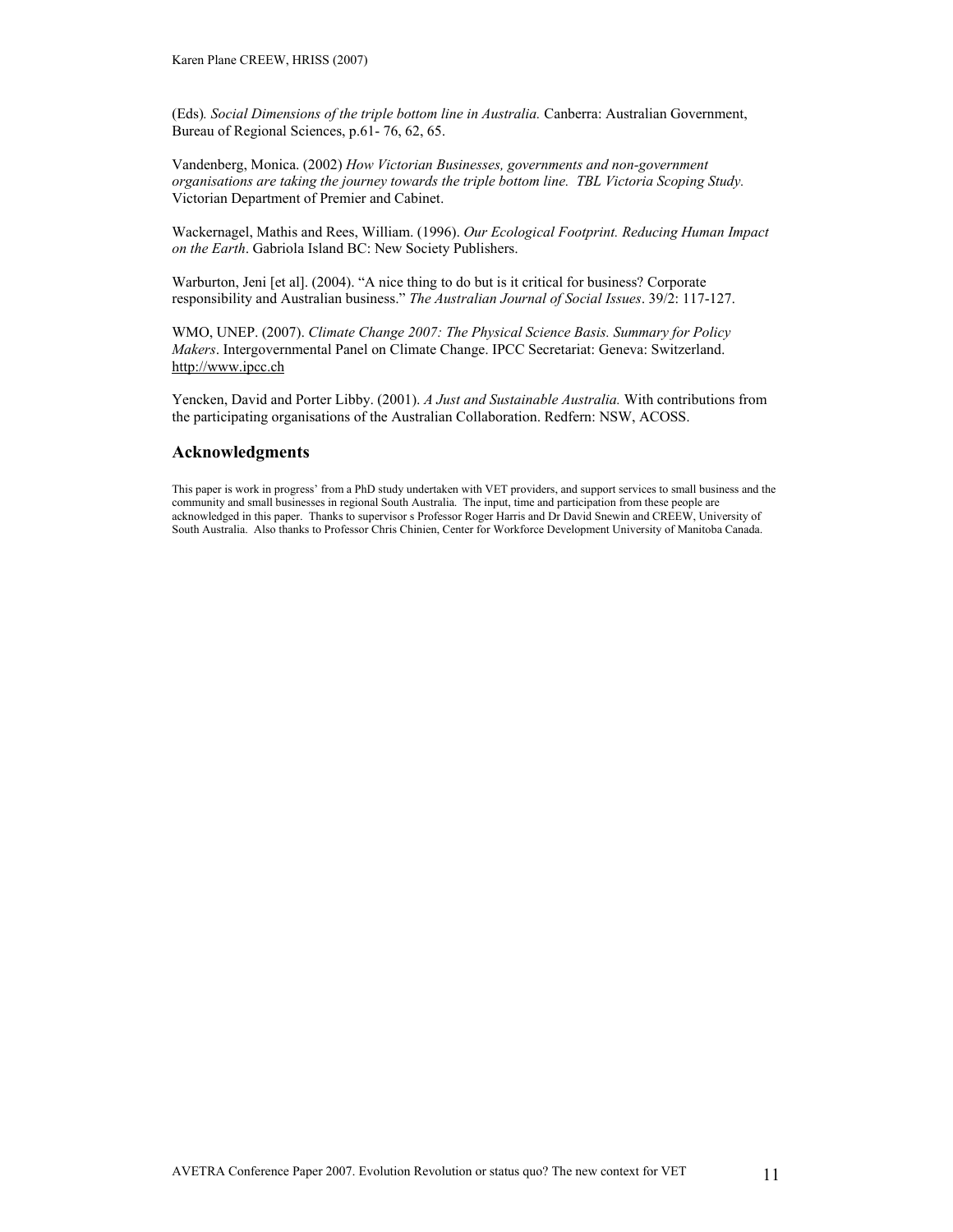(Eds)*. Social Dimensions of the triple bottom line in Australia.* Canberra: Australian Government, Bureau of Regional Sciences, p.61- 76, 62, 65.

Vandenberg, Monica. (2002) *How Victorian Businesses, governments and non-government organisations are taking the journey towards the triple bottom line. TBL Victoria Scoping Study.* Victorian Department of Premier and Cabinet.

Wackernagel, Mathis and Rees, William. (1996). *Our Ecological Footprint. Reducing Human Impact on the Earth*. Gabriola Island BC: New Society Publishers.

Warburton, Jeni [et al]. (2004). "A nice thing to do but is it critical for business? Corporate responsibility and Australian business." *The Australian Journal of Social Issues*. 39/2: 117-127.

WMO, UNEP. (2007). *Climate Change 2007: The Physical Science Basis. Summary for Policy Makers*. Intergovernmental Panel on Climate Change. IPCC Secretariat: Geneva: Switzerland. http://www.ipcc.ch

Yencken, David and Porter Libby. (2001). *A Just and Sustainable Australia.* With contributions from the participating organisations of the Australian Collaboration. Redfern: NSW, ACOSS.

## Acknowledgments

This paper is work in progress' from a PhD study undertaken with VET providers, and support services to small business and the community and small businesses in regional South Australia. The input, time and participation from these people are acknowledged in this paper. Thanks to supervisor s Professor Roger Harris and Dr David Snewin and CREEW, University of South Australia. Also thanks to Professor Chris Chinien, Center for Workforce Development University of Manitoba Canada.